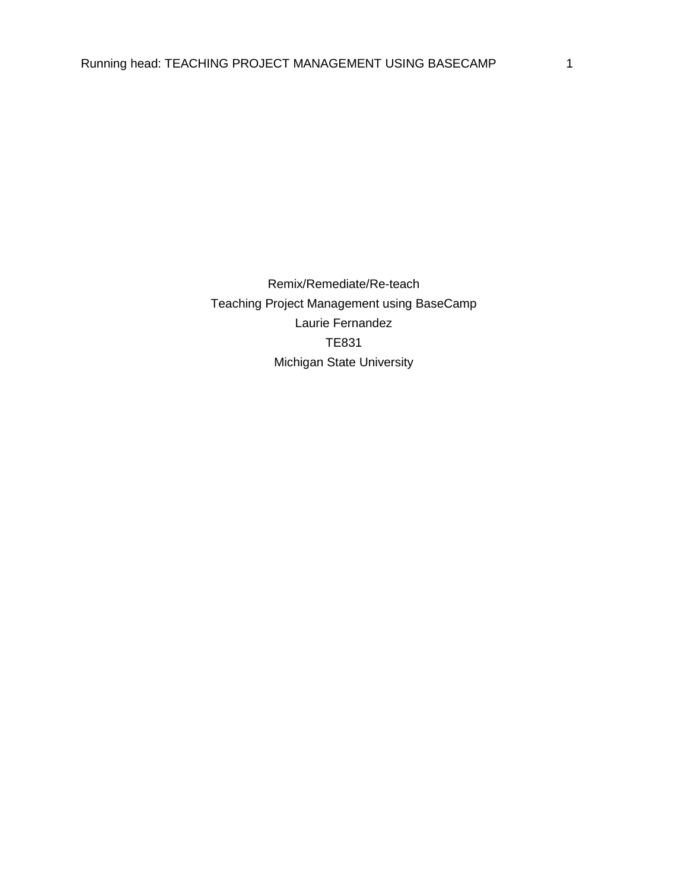Remix/Remediate/Re-teach

Teaching Project Management using BaseCamp

Laurie Fernandez

TE831

Michigan State University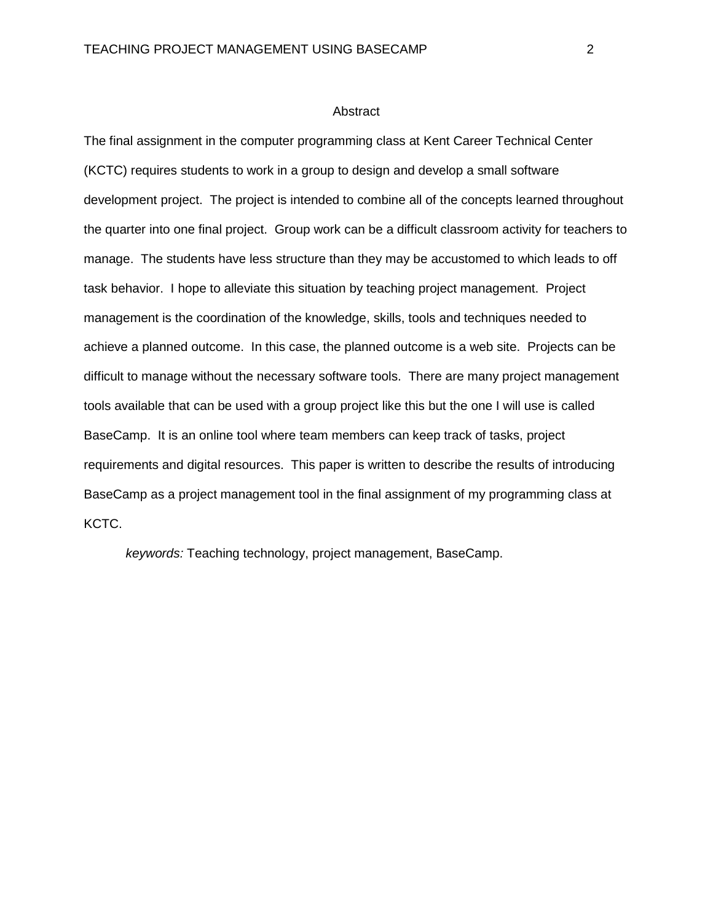## Abstract

The final assignment in the computer programming class at Kent Career Technical Center (KCTC) requires students to work in a group to design and develop a small software development project. The project is intended to combine all of the concepts learned throughout the quarter into one final project. Group work can be a difficult classroom activity for teachers to manage. The students have less structure than they may be accustomed to which leads to off task behavior. I hope to alleviate this situation by teaching project management. Project management is the coordination of the knowledge, skills, tools and techniques needed to achieve a planned outcome. In this case, the planned outcome is a web site. Projects can be difficult to manage without the necessary software tools. There are many project management tools available that can be used with a group project like this but the one I will use is called BaseCamp. It is an online tool where team members can keep track of tasks, project requirements and digital resources. This paper is written to describe the results of introducing BaseCamp as a project management tool in the final assignment of my programming class at KCTC.

*keywords:* Teaching technology, project management, BaseCamp.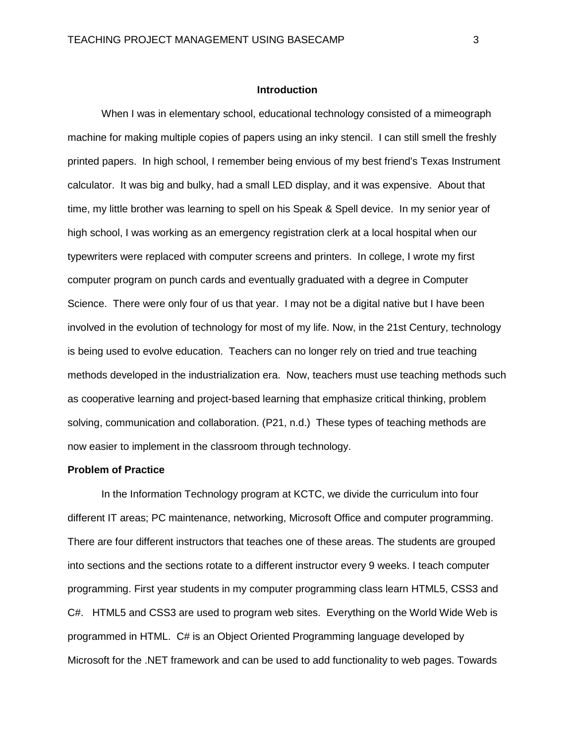## Introduction

When I was in elementary school, educational technology consisted of a mimeograph machine for making multiple copies of papers using an inky stencil. I can still smell the freshly printed papers. In high school, I remember being envious of my best friend's Texas Instrument calculator. It was big and bulky, had a small LED display, and it was expensive. About that time, my little brother was learning to spell on his Speak & Spell device. In my senior year of high school, I was working as an emergency registration clerk at a local hospital when our typewriters were replaced with computer screens and printers. In college, I wrote my first computer program on punch cards and eventually graduated with a degree in Computer Science. There were only four of us that year. I may not be a digital native but I have been involved in the evolution of technology for most of my life. Now, in the 21st Century, technology is being used to evolve education. Teachers can no longer rely on tried and true teaching methods developed in the industrialization era. Now, teachers must use teaching methods such as cooperative learning and project-based learning that emphasize critical thinking, problem solving, communication and collaboration. (P21, n.d.) These types of teaching methods are now easier to implement in the classroom through technology.

### Problem of Practice

In the Information Technology program at KCTC, we divide the curriculum into four different IT areas; PC maintenance, networking, Microsoft Office and computer programming. There are four different instructors that teaches one of these areas. The students are grouped into sections and the sections rotate to a different instructor every 9 weeks. I teach computer programming. First year students in my computer programming class learn HTML5, CSS3 and C#. HTML5 and CSS3 are used to program web sites. Everything on the World Wide Web is programmed in HTML. C# is an Object Oriented Programming language developed by Microsoft for the .NET framework and can be used to add functionality to web pages. Towards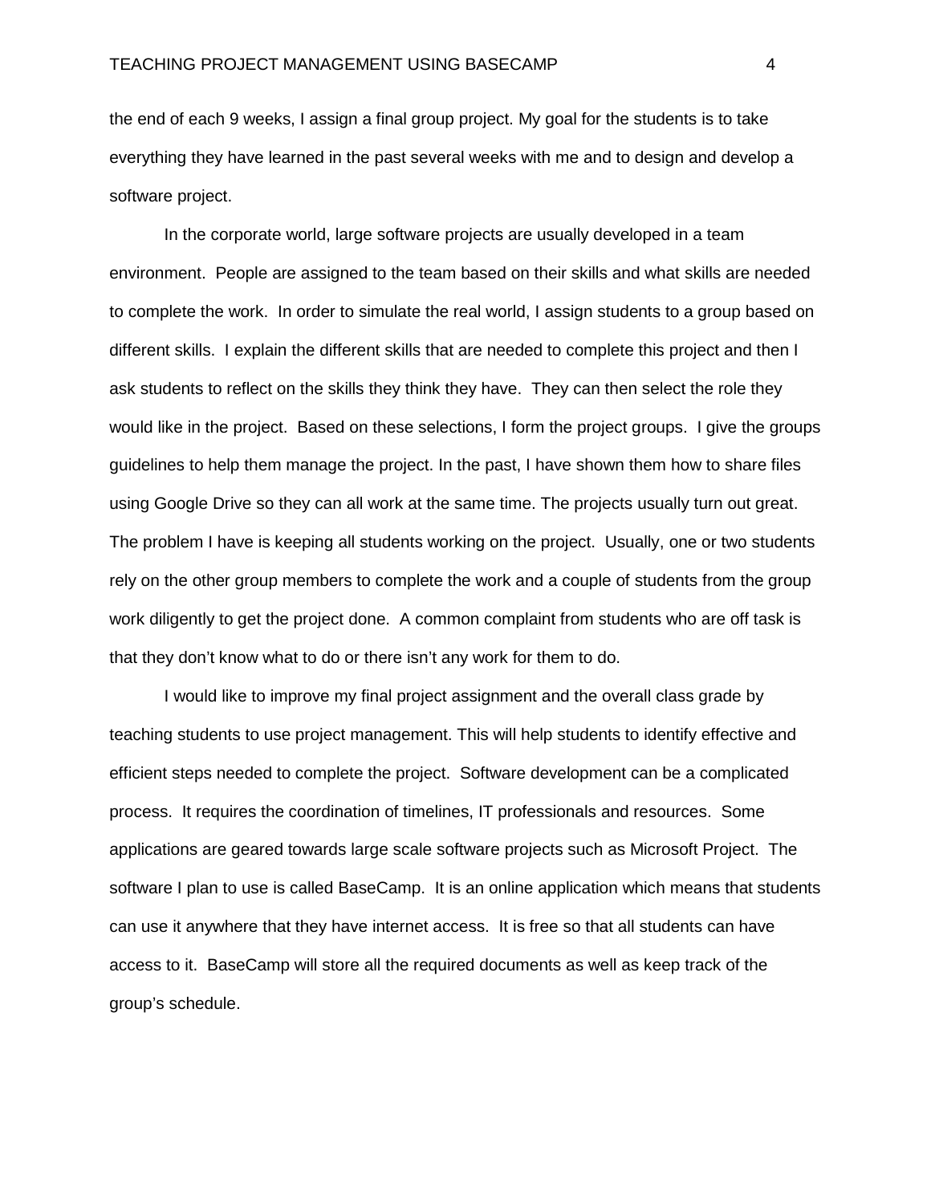the end of each 9 weeks, I assign a final group project. My goal for the students is to take everything they have learned in the past several weeks with me and to design and develop a software project.

In the corporate world, large software projects are usually developed in a team environment. People are assigned to the team based on their skills and what skills are needed to complete the work. In order to simulate the real world, I assign students to a group based on different skills. I explain the different skills that are needed to complete this project and then I ask students to reflect on the skills they think they have. They can then select the role they would like in the project. Based on these selections, I form the project groups. I give the groups guidelines to help them manage the project. In the past, I have shown them how to share files using Google Drive so they can all work at the same time. The projects usually turn out great. The problem I have is keeping all students working on the project. Usually, one or two students rely on the other group members to complete the work and a couple of students from the group work diligently to get the project done. A common complaint from students who are off task is that they don't know what to do or there isn't any work for them to do.

I would like to improve my final project assignment and the overall class grade by teaching students to use project management. This will help students to identify effective and efficient steps needed to complete the project. Software development can be a complicated process. It requires the coordination of timelines, IT professionals and resources. Some applications are geared towards large scale software projects such as Microsoft Project. The software I plan to use is called BaseCamp. It is an online application which means that students can use it anywhere that they have internet access. It is free so that all students can have access to it. BaseCamp will store all the required documents as well as keep track of the group's schedule.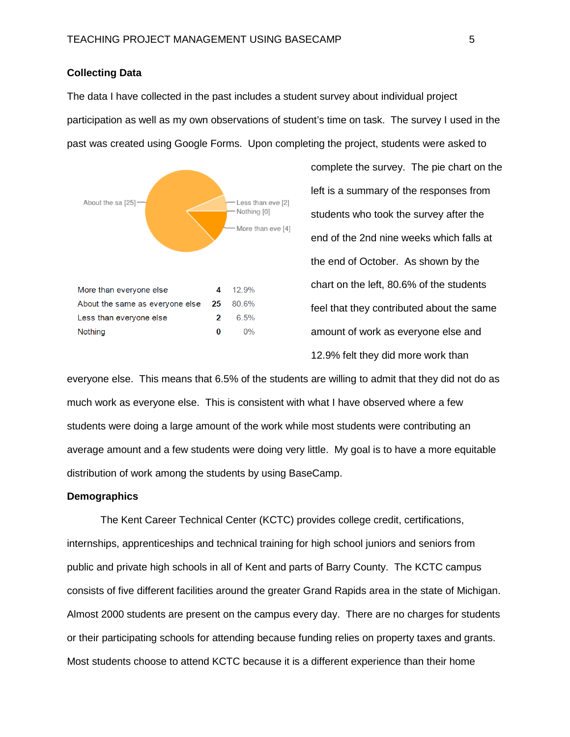### Collecting Data

The data I have collected in the past includes a student survey about individual project participation as well as my own observations of student's time on task. The survey I used in the past was created using Google Forms. Upon completing the project, students were asked to complete the survey. The pie chart on the left is a summary of the responses from students who took the survey after the end of the 2nd nine weeks which falls at the end of October. As shown by the chart on the left, 80.6% of the students feel that they contributed about the same amount of work as everyone else and 12.9% felt they did more work than everyone else. This means that 6.5% of the students are willing to admit that they did not do as much work as everyone else. This is consistent with what I have observed where a few students were doing a large amount of the work while most students were contributing an average amount and a few students were doing very little. My goal is to have a more equitable distribution of work among the students by using BaseCamp.

| Response | Count | Percent |
|---|---|---|
| More than everyone else | 4 | 12.9% |
| About the same as everyone else | 25 | 80.6% |
| Less than everyone else | 2 | 6.5% |
| Nothing | 0 | 0% |

### Demographics

The Kent Career Technical Center (KCTC) provides college credit, certifications, internships, apprenticeships and technical training for high school juniors and seniors from public and private high schools in all of Kent and parts of Barry County. The KCTC campus consists of five different facilities around the greater Grand Rapids area in the state of Michigan. Almost 2000 students are present on the campus every day. There are no charges for students or their participating schools for attending because funding relies on property taxes and grants. Most students choose to attend KCTC because it is a different experience than their home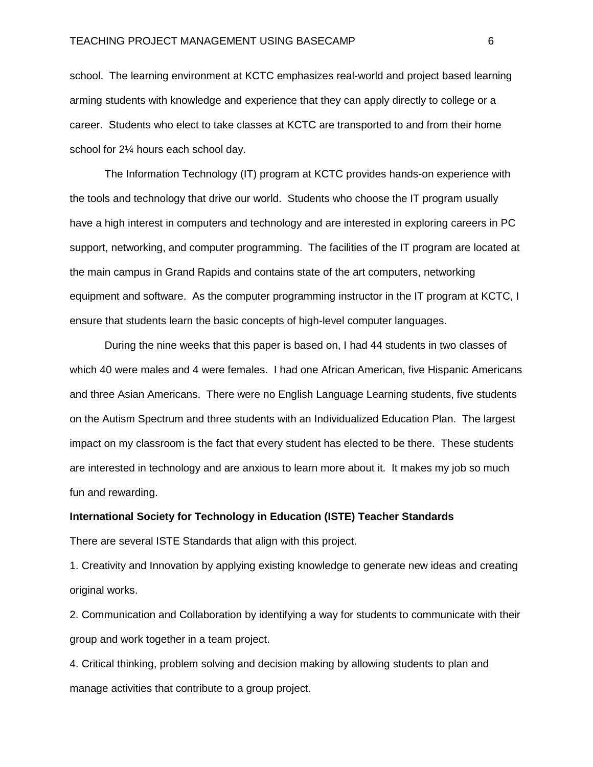school. The learning environment at KCTC emphasizes real-world and project based learning arming students with knowledge and experience that they can apply directly to college or a career. Students who elect to take classes at KCTC are transported to and from their home school for 2¼ hours each school day.

The Information Technology (IT) program at KCTC provides hands-on experience with the tools and technology that drive our world. Students who choose the IT program usually have a high interest in computers and technology and are interested in exploring careers in PC support, networking, and computer programming. The facilities of the IT program are located at the main campus in Grand Rapids and contains state of the art computers, networking equipment and software. As the computer programming instructor in the IT program at KCTC, I ensure that students learn the basic concepts of high-level computer languages.

During the nine weeks that this paper is based on, I had 44 students in two classes of which 40 were males and 4 were females. I had one African American, five Hispanic Americans and three Asian Americans. There were no English Language Learning students, five students on the Autism Spectrum and three students with an Individualized Education Plan. The largest impact on my classroom is the fact that every student has elected to be there. These students are interested in technology and are anxious to learn more about it. It makes my job so much fun and rewarding.

**International Society for Technology in Education (ISTE) Teacher Standards**

There are several ISTE Standards that align with this project.

1. Creativity and Innovation by applying existing knowledge to generate new ideas and creating original works.

2. Communication and Collaboration by identifying a way for students to communicate with their group and work together in a team project.

4. Critical thinking, problem solving and decision making by allowing students to plan and manage activities that contribute to a group project.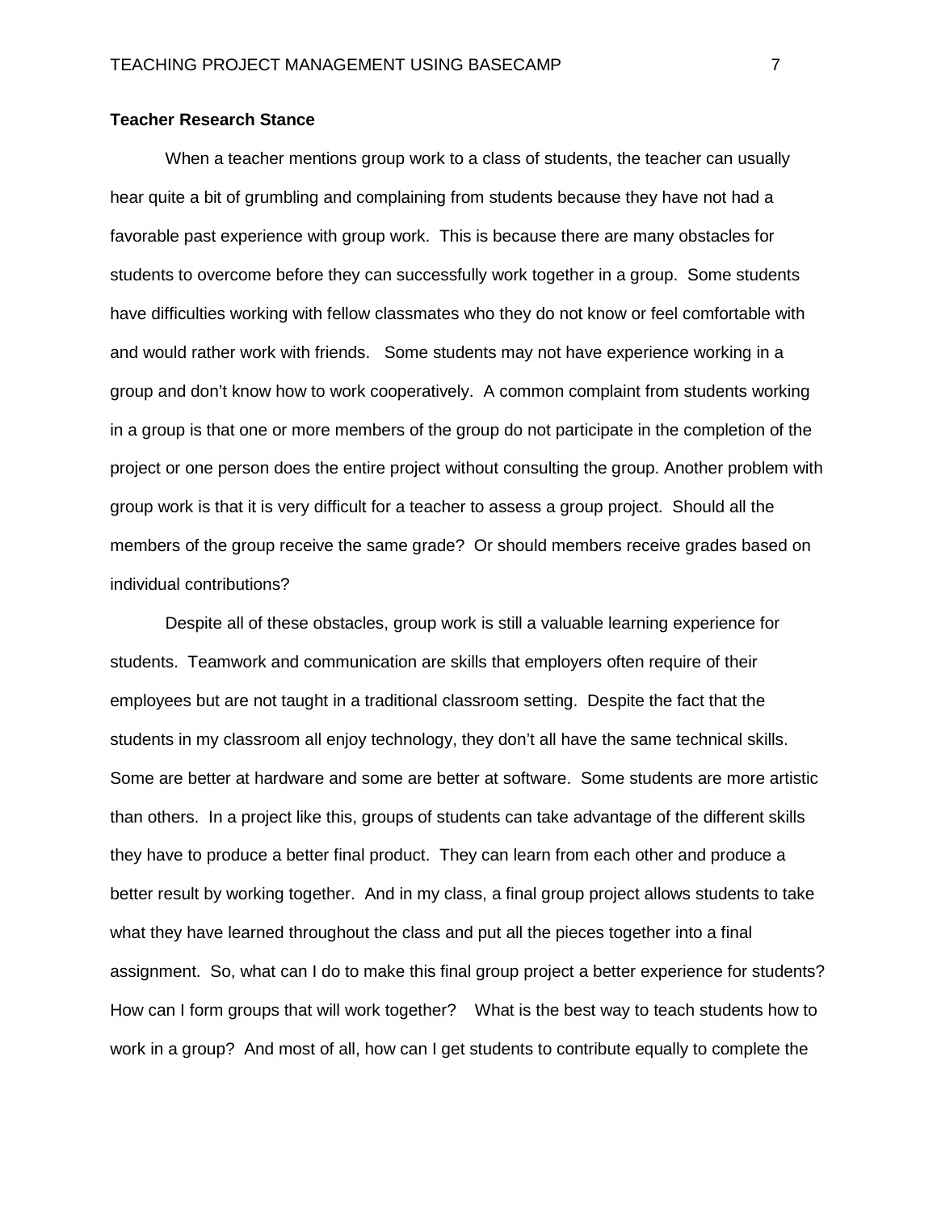**Teacher Research Stance**

When a teacher mentions group work to a class of students, the teacher can usually hear quite a bit of grumbling and complaining from students because they have not had a favorable past experience with group work. This is because there are many obstacles for students to overcome before they can successfully work together in a group. Some students have difficulties working with fellow classmates who they do not know or feel comfortable with and would rather work with friends. Some students may not have experience working in a group and don't know how to work cooperatively. A common complaint from students working in a group is that one or more members of the group do not participate in the completion of the project or one person does the entire project without consulting the group. Another problem with group work is that it is very difficult for a teacher to assess a group project. Should all the members of the group receive the same grade? Or should members receive grades based on individual contributions?

Despite all of these obstacles, group work is still a valuable learning experience for students. Teamwork and communication are skills that employers often require of their employees but are not taught in a traditional classroom setting. Despite the fact that the students in my classroom all enjoy technology, they don't all have the same technical skills. Some are better at hardware and some are better at software. Some students are more artistic than others. In a project like this, groups of students can take advantage of the different skills they have to produce a better final product. They can learn from each other and produce a better result by working together. And in my class, a final group project allows students to take what they have learned throughout the class and put all the pieces together into a final assignment. So, what can I do to make this final group project a better experience for students? How can I form groups that will work together? What is the best way to teach students how to work in a group? And most of all, how can I get students to contribute equally to complete the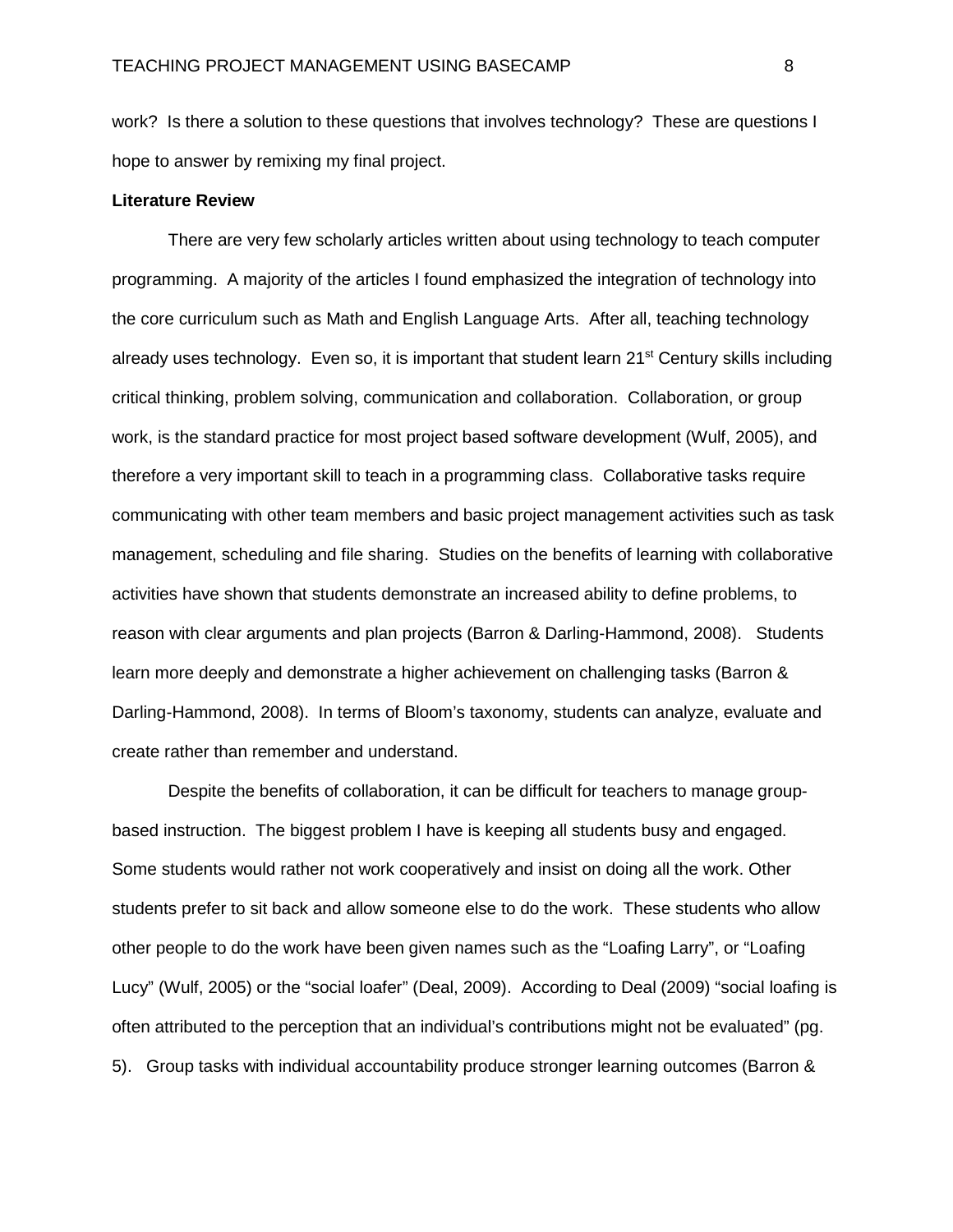work? Is there a solution to these questions that involves technology? These are questions I hope to answer by remixing my final project.

**Literature Review**

There are very few scholarly articles written about using technology to teach computer programming. A majority of the articles I found emphasized the integration of technology into the core curriculum such as Math and English Language Arts. After all, teaching technology already uses technology. Even so, it is important that student learn 21st Century skills including critical thinking, problem solving, communication and collaboration. Collaboration, or group work, is the standard practice for most project based software development (Wulf, 2005), and therefore a very important skill to teach in a programming class. Collaborative tasks require communicating with other team members and basic project management activities such as task management, scheduling and file sharing. Studies on the benefits of learning with collaborative activities have shown that students demonstrate an increased ability to define problems, to reason with clear arguments and plan projects (Barron & Darling-Hammond, 2008). Students learn more deeply and demonstrate a higher achievement on challenging tasks (Barron & Darling-Hammond, 2008). In terms of Bloom's taxonomy, students can analyze, evaluate and create rather than remember and understand.

Despite the benefits of collaboration, it can be difficult for teachers to manage group-based instruction. The biggest problem I have is keeping all students busy and engaged. Some students would rather not work cooperatively and insist on doing all the work. Other students prefer to sit back and allow someone else to do the work. These students who allow other people to do the work have been given names such as the "Loafing Larry", or "Loafing Lucy" (Wulf, 2005) or the "social loafer" (Deal, 2009). According to Deal (2009) "social loafing is often attributed to the perception that an individual's contributions might not be evaluated" (pg. 5). Group tasks with individual accountability produce stronger learning outcomes (Barron &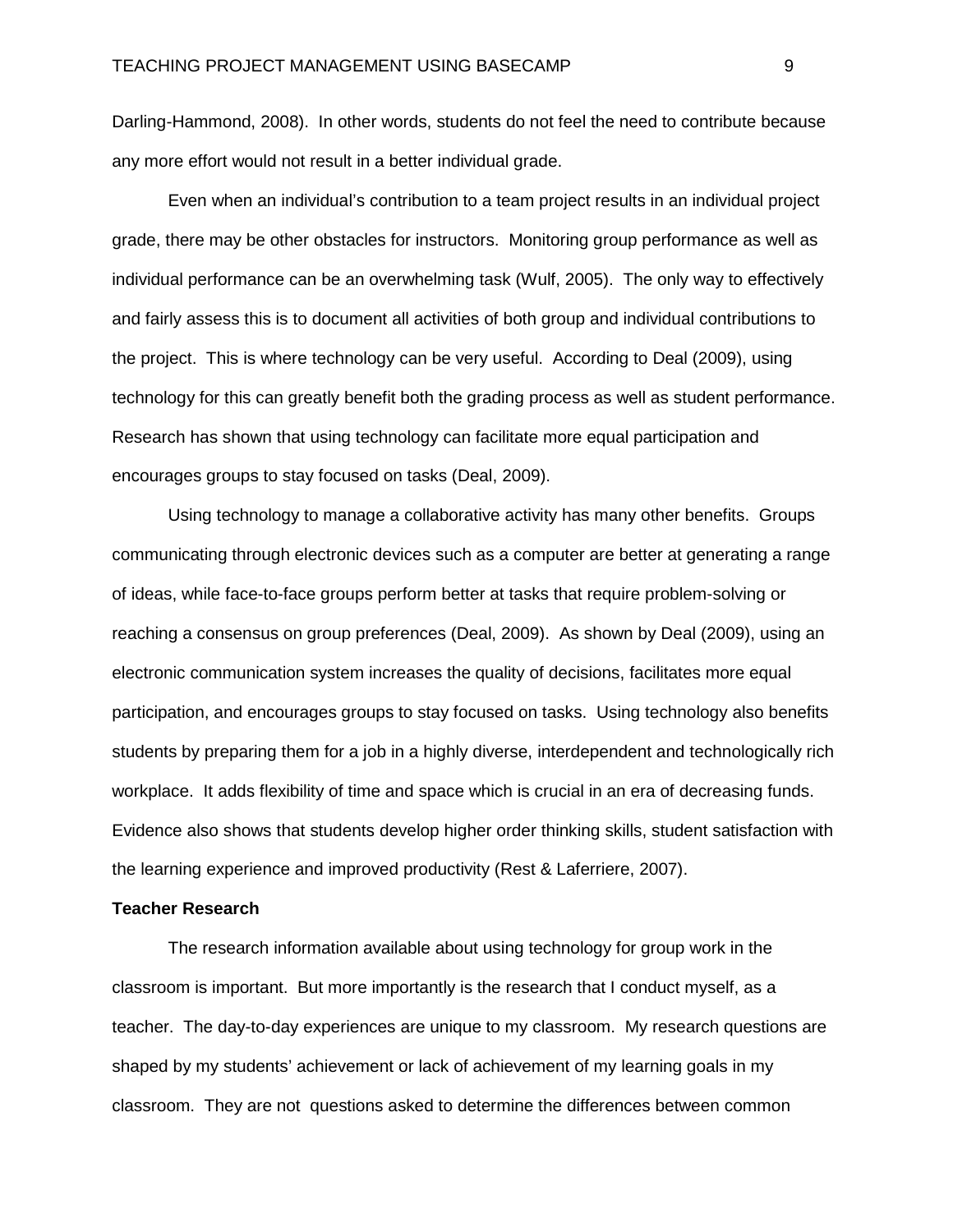Darling-Hammond, 2008). In other words, students do not feel the need to contribute because any more effort would not result in a better individual grade.

Even when an individual's contribution to a team project results in an individual project grade, there may be other obstacles for instructors. Monitoring group performance as well as individual performance can be an overwhelming task (Wulf, 2005). The only way to effectively and fairly assess this is to document all activities of both group and individual contributions to the project. This is where technology can be very useful. According to Deal (2009), using technology for this can greatly benefit both the grading process as well as student performance. Research has shown that using technology can facilitate more equal participation and encourages groups to stay focused on tasks (Deal, 2009).

Using technology to manage a collaborative activity has many other benefits. Groups communicating through electronic devices such as a computer are better at generating a range of ideas, while face-to-face groups perform better at tasks that require problem-solving or reaching a consensus on group preferences (Deal, 2009). As shown by Deal (2009), using an electronic communication system increases the quality of decisions, facilitates more equal participation, and encourages groups to stay focused on tasks. Using technology also benefits students by preparing them for a job in a highly diverse, interdependent and technologically rich workplace. It adds flexibility of time and space which is crucial in an era of decreasing funds. Evidence also shows that students develop higher order thinking skills, student satisfaction with the learning experience and improved productivity (Rest & Laferriere, 2007).

**Teacher Research**

The research information available about using technology for group work in the classroom is important. But more importantly is the research that I conduct myself, as a teacher. The day-to-day experiences are unique to my classroom. My research questions are shaped by my students' achievement or lack of achievement of my learning goals in my classroom. They are not questions asked to determine the differences between common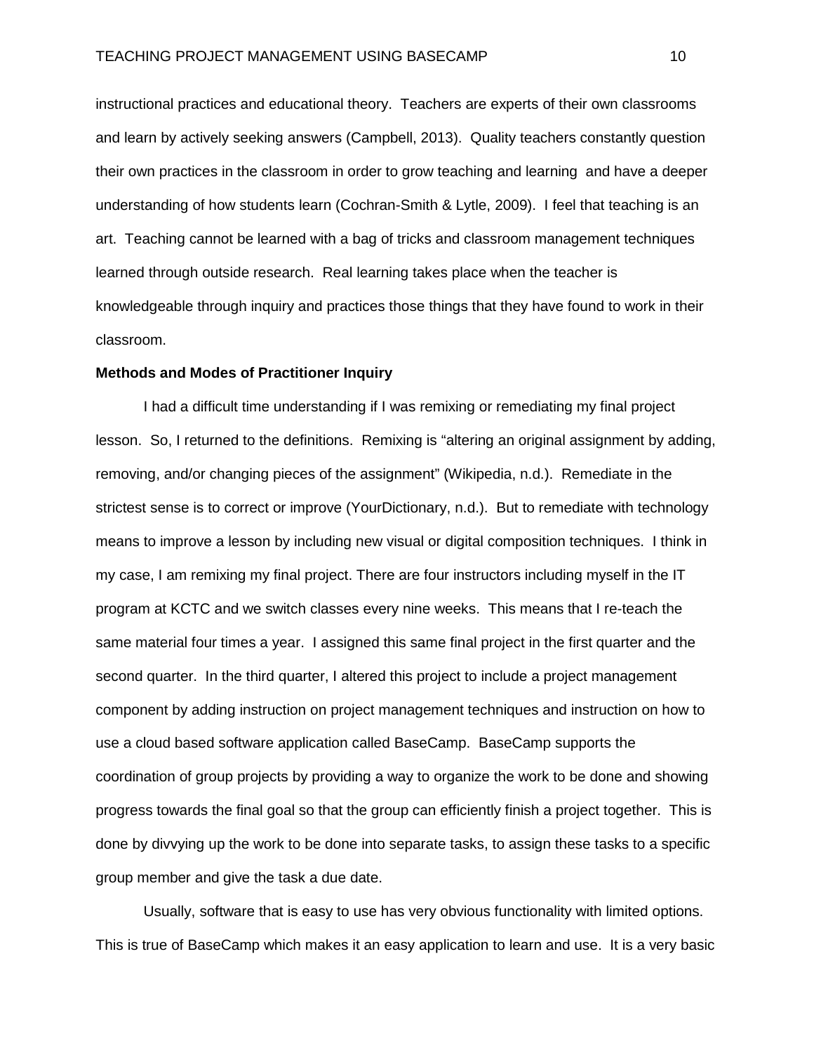instructional practices and educational theory. Teachers are experts of their own classrooms and learn by actively seeking answers (Campbell, 2013). Quality teachers constantly question their own practices in the classroom in order to grow teaching and learning and have a deeper understanding of how students learn (Cochran-Smith & Lytle, 2009). I feel that teaching is an art. Teaching cannot be learned with a bag of tricks and classroom management techniques learned through outside research. Real learning takes place when the teacher is knowledgeable through inquiry and practices those things that they have found to work in their classroom.

**Methods and Modes of Practitioner Inquiry**

I had a difficult time understanding if I was remixing or remediating my final project lesson. So, I returned to the definitions. Remixing is "altering an original assignment by adding, removing, and/or changing pieces of the assignment" (Wikipedia, n.d.). Remediate in the strictest sense is to correct or improve (YourDictionary, n.d.). But to remediate with technology means to improve a lesson by including new visual or digital composition techniques. I think in my case, I am remixing my final project. There are four instructors including myself in the IT program at KCTC and we switch classes every nine weeks. This means that I re-teach the same material four times a year. I assigned this same final project in the first quarter and the second quarter. In the third quarter, I altered this project to include a project management component by adding instruction on project management techniques and instruction on how to use a cloud based software application called BaseCamp. BaseCamp supports the coordination of group projects by providing a way to organize the work to be done and showing progress towards the final goal so that the group can efficiently finish a project together. This is done by divvying up the work to be done into separate tasks, to assign these tasks to a specific group member and give the task a due date.

Usually, software that is easy to use has very obvious functionality with limited options. This is true of BaseCamp which makes it an easy application to learn and use. It is a very basic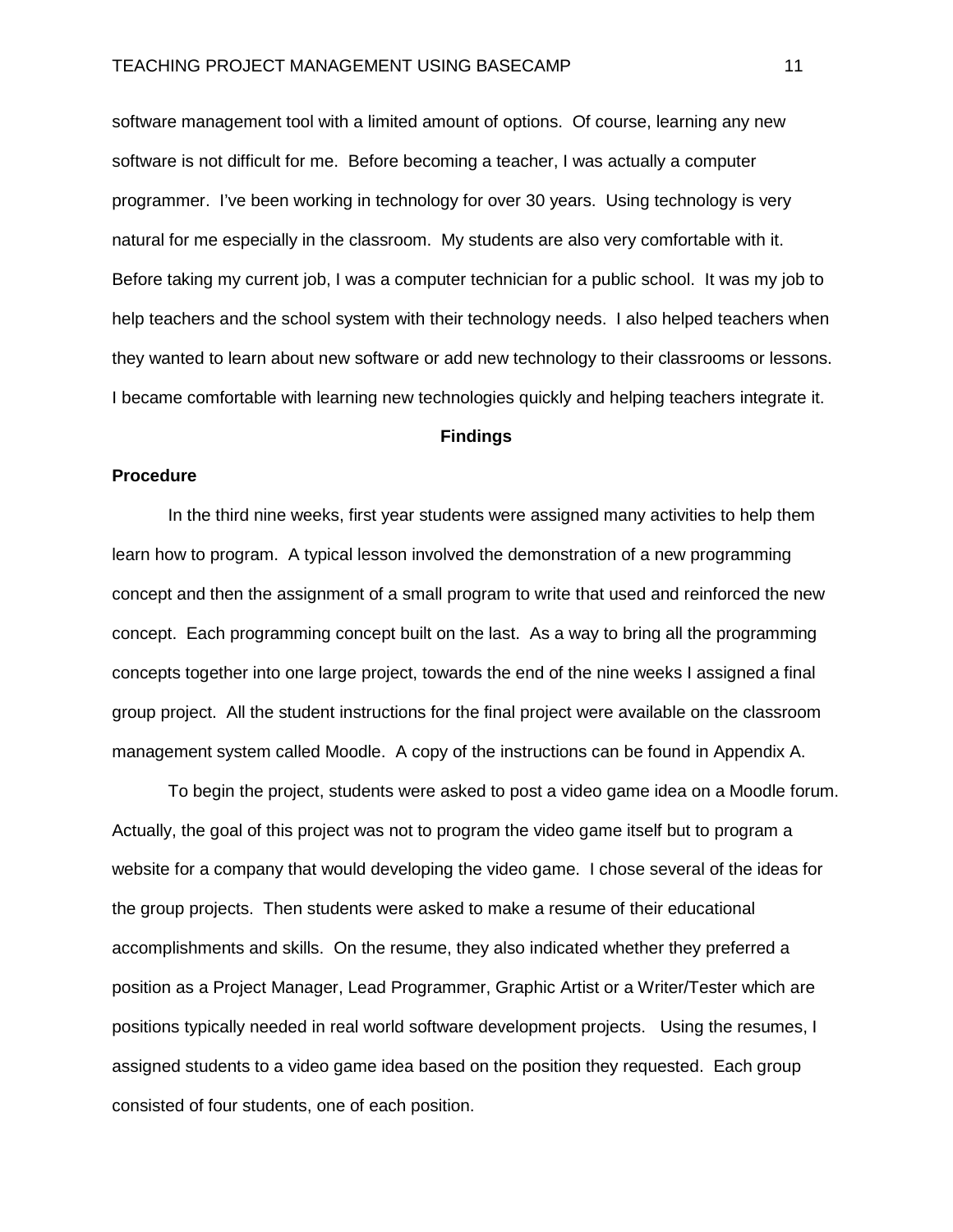software management tool with a limited amount of options. Of course, learning any new software is not difficult for me. Before becoming a teacher, I was actually a computer programmer. I've been working in technology for over 30 years. Using technology is very natural for me especially in the classroom. My students are also very comfortable with it. Before taking my current job, I was a computer technician for a public school. It was my job to help teachers and the school system with their technology needs. I also helped teachers when they wanted to learn about new software or add new technology to their classrooms or lessons. I became comfortable with learning new technologies quickly and helping teachers integrate it.

## Findings

### Procedure

In the third nine weeks, first year students were assigned many activities to help them learn how to program. A typical lesson involved the demonstration of a new programming concept and then the assignment of a small program to write that used and reinforced the new concept. Each programming concept built on the last. As a way to bring all the programming concepts together into one large project, towards the end of the nine weeks I assigned a final group project. All the student instructions for the final project were available on the classroom management system called Moodle. A copy of the instructions can be found in Appendix A.

To begin the project, students were asked to post a video game idea on a Moodle forum. Actually, the goal of this project was not to program the video game itself but to program a website for a company that would developing the video game. I chose several of the ideas for the group projects. Then students were asked to make a resume of their educational accomplishments and skills. On the resume, they also indicated whether they preferred a position as a Project Manager, Lead Programmer, Graphic Artist or a Writer/Tester which are positions typically needed in real world software development projects. Using the resumes, I assigned students to a video game idea based on the position they requested. Each group consisted of four students, one of each position.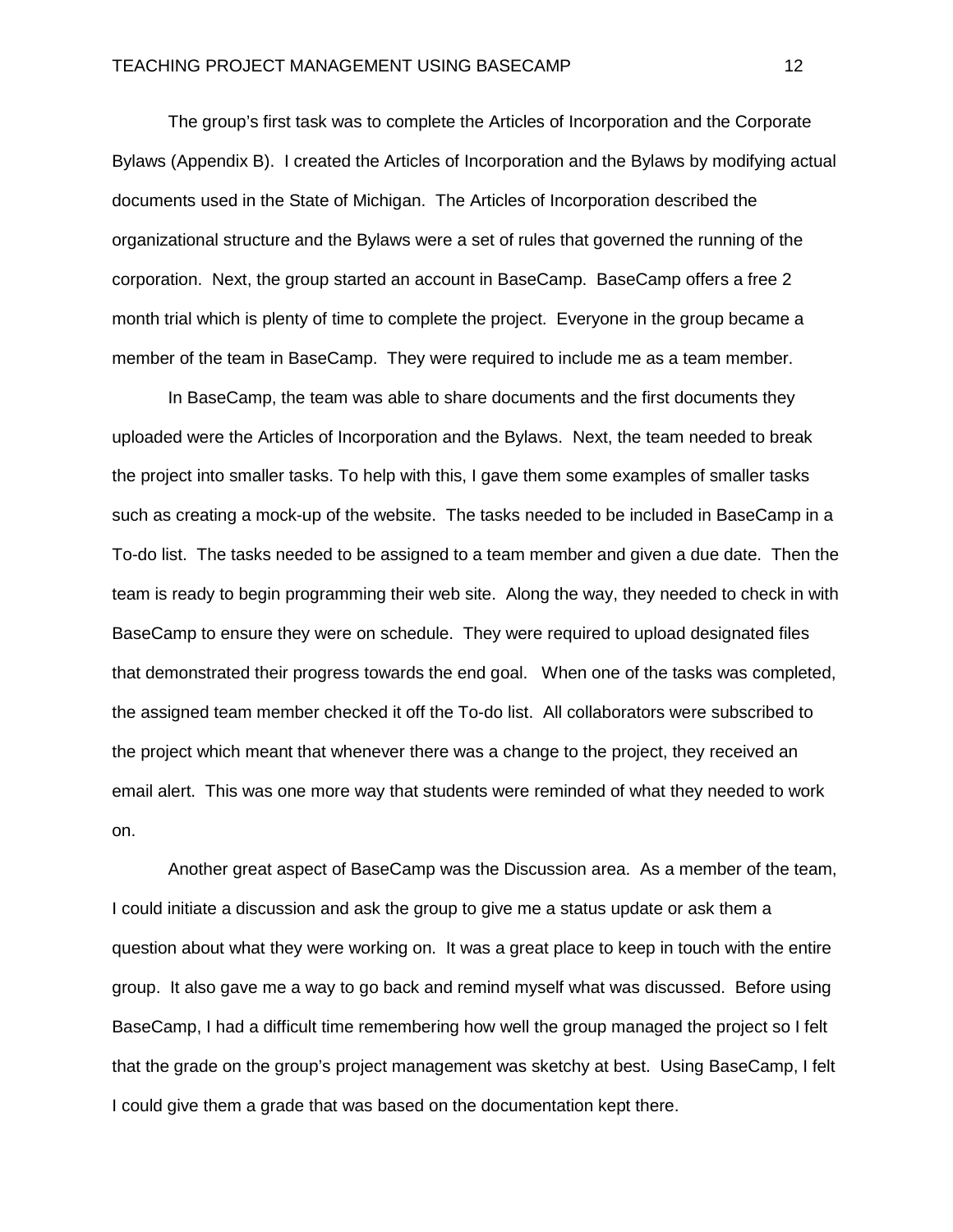The group's first task was to complete the Articles of Incorporation and the Corporate Bylaws (Appendix B). I created the Articles of Incorporation and the Bylaws by modifying actual documents used in the State of Michigan. The Articles of Incorporation described the organizational structure and the Bylaws were a set of rules that governed the running of the corporation. Next, the group started an account in BaseCamp. BaseCamp offers a free 2 month trial which is plenty of time to complete the project. Everyone in the group became a member of the team in BaseCamp. They were required to include me as a team member.

In BaseCamp, the team was able to share documents and the first documents they uploaded were the Articles of Incorporation and the Bylaws. Next, the team needed to break the project into smaller tasks. To help with this, I gave them some examples of smaller tasks such as creating a mock-up of the website. The tasks needed to be included in BaseCamp in a To-do list. The tasks needed to be assigned to a team member and given a due date. Then the team is ready to begin programming their web site. Along the way, they needed to check in with BaseCamp to ensure they were on schedule. They were required to upload designated files that demonstrated their progress towards the end goal. When one of the tasks was completed, the assigned team member checked it off the To-do list. All collaborators were subscribed to the project which meant that whenever there was a change to the project, they received an email alert. This was one more way that students were reminded of what they needed to work on.

Another great aspect of BaseCamp was the Discussion area. As a member of the team, I could initiate a discussion and ask the group to give me a status update or ask them a question about what they were working on. It was a great place to keep in touch with the entire group. It also gave me a way to go back and remind myself what was discussed. Before using BaseCamp, I had a difficult time remembering how well the group managed the project so I felt that the grade on the group's project management was sketchy at best. Using BaseCamp, I felt I could give them a grade that was based on the documentation kept there.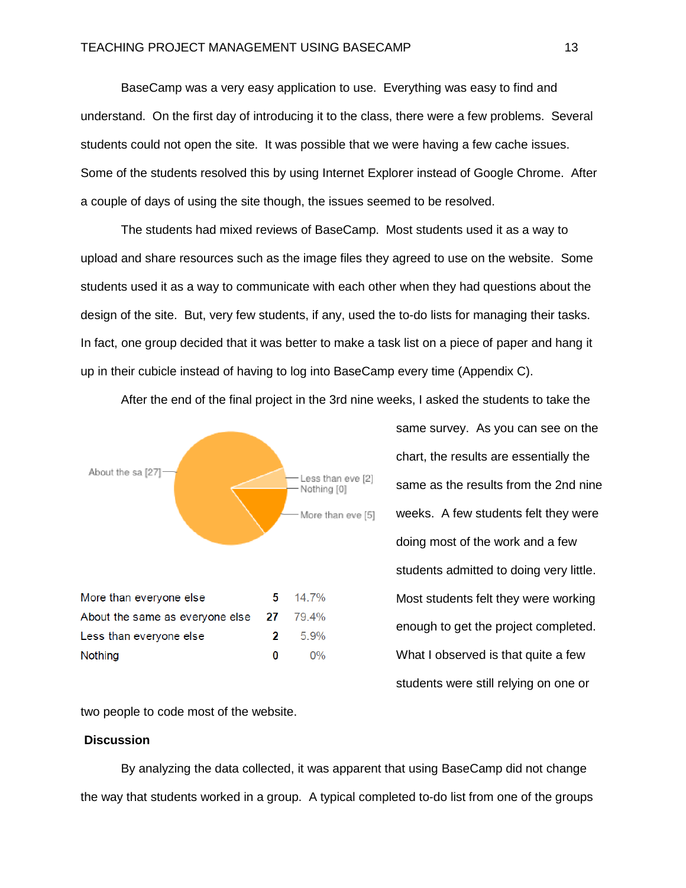BaseCamp was a very easy application to use. Everything was easy to find and understand. On the first day of introducing it to the class, there were a few problems. Several students could not open the site. It was possible that we were having a few cache issues. Some of the students resolved this by using Internet Explorer instead of Google Chrome. After a couple of days of using the site though, the issues seemed to be resolved.

The students had mixed reviews of BaseCamp. Most students used it as a way to upload and share resources such as the image files they agreed to use on the website. Some students used it as a way to communicate with each other when they had questions about the design of the site. But, very few students, if any, used the to-do lists for managing their tasks. In fact, one group decided that it was better to make a task list on a piece of paper and hang it up in their cubicle instead of having to log into BaseCamp every time (Appendix C).

After the end of the final project in the 3rd nine weeks, I asked the students to take the same survey. As you can see on the chart, the results are essentially the same as the results from the 2nd nine weeks. A few students felt they were doing most of the work and a few students admitted to doing very little. Most students felt they were working enough to get the project completed. What I observed is that quite a few students were still relying on one or two people to code most of the website.

| | | |
|---|---|---|
| More than everyone else | 5 | 14.7% |
| About the same as everyone else | 27 | 79.4% |
| Less than everyone else | 2 | 5.9% |
| Nothing | 0 | 0% |

## Discussion

By analyzing the data collected, it was apparent that using BaseCamp did not change the way that students worked in a group. A typical completed to-do list from one of the groups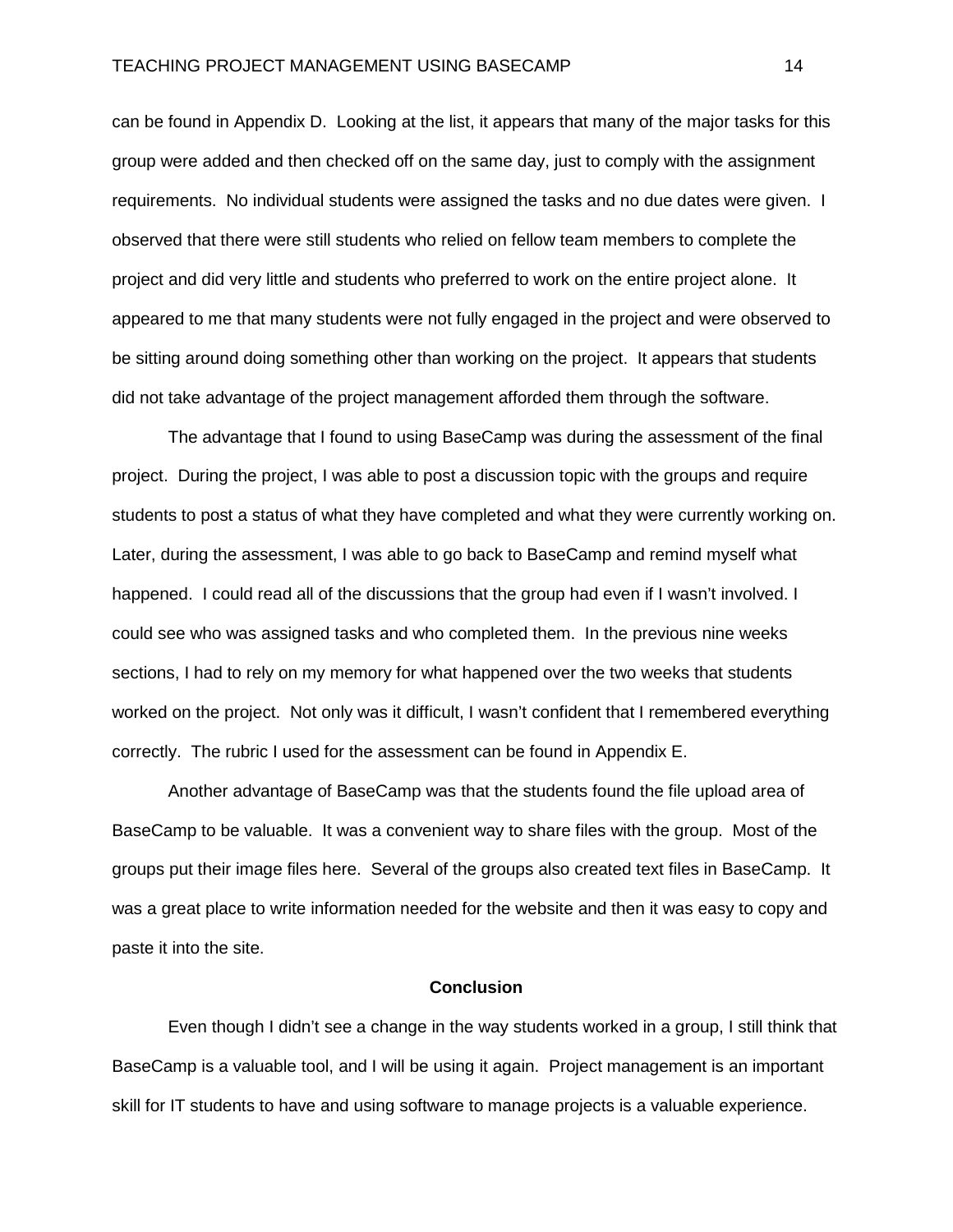can be found in Appendix D. Looking at the list, it appears that many of the major tasks for this group were added and then checked off on the same day, just to comply with the assignment requirements. No individual students were assigned the tasks and no due dates were given. I observed that there were still students who relied on fellow team members to complete the project and did very little and students who preferred to work on the entire project alone. It appeared to me that many students were not fully engaged in the project and were observed to be sitting around doing something other than working on the project. It appears that students did not take advantage of the project management afforded them through the software.

The advantage that I found to using BaseCamp was during the assessment of the final project. During the project, I was able to post a discussion topic with the groups and require students to post a status of what they have completed and what they were currently working on. Later, during the assessment, I was able to go back to BaseCamp and remind myself what happened. I could read all of the discussions that the group had even if I wasn't involved. I could see who was assigned tasks and who completed them. In the previous nine weeks sections, I had to rely on my memory for what happened over the two weeks that students worked on the project. Not only was it difficult, I wasn't confident that I remembered everything correctly. The rubric I used for the assessment can be found in Appendix E.

Another advantage of BaseCamp was that the students found the file upload area of BaseCamp to be valuable. It was a convenient way to share files with the group. Most of the groups put their image files here. Several of the groups also created text files in BaseCamp. It was a great place to write information needed for the website and then it was easy to copy and paste it into the site.

## Conclusion

Even though I didn't see a change in the way students worked in a group, I still think that BaseCamp is a valuable tool, and I will be using it again. Project management is an important skill for IT students to have and using software to manage projects is a valuable experience.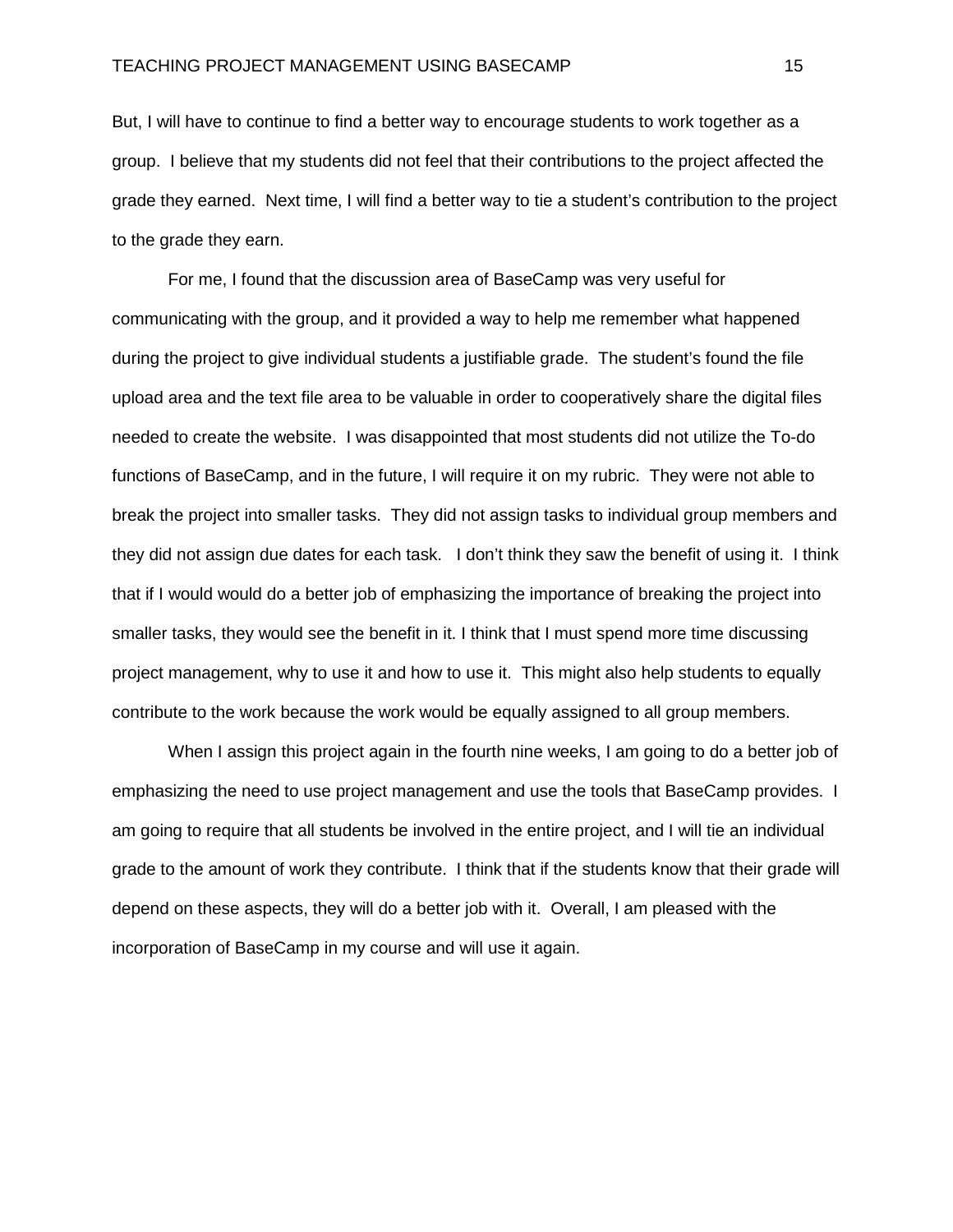But, I will have to continue to find a better way to encourage students to work together as a group. I believe that my students did not feel that their contributions to the project affected the grade they earned. Next time, I will find a better way to tie a student's contribution to the project to the grade they earn.

For me, I found that the discussion area of BaseCamp was very useful for communicating with the group, and it provided a way to help me remember what happened during the project to give individual students a justifiable grade. The student's found the file upload area and the text file area to be valuable in order to cooperatively share the digital files needed to create the website. I was disappointed that most students did not utilize the To-do functions of BaseCamp, and in the future, I will require it on my rubric. They were not able to break the project into smaller tasks. They did not assign tasks to individual group members and they did not assign due dates for each task. I don't think they saw the benefit of using it. I think that if I would would do a better job of emphasizing the importance of breaking the project into smaller tasks, they would see the benefit in it. I think that I must spend more time discussing project management, why to use it and how to use it. This might also help students to equally contribute to the work because the work would be equally assigned to all group members.

When I assign this project again in the fourth nine weeks, I am going to do a better job of emphasizing the need to use project management and use the tools that BaseCamp provides. I am going to require that all students be involved in the entire project, and I will tie an individual grade to the amount of work they contribute. I think that if the students know that their grade will depend on these aspects, they will do a better job with it. Overall, I am pleased with the incorporation of BaseCamp in my course and will use it again.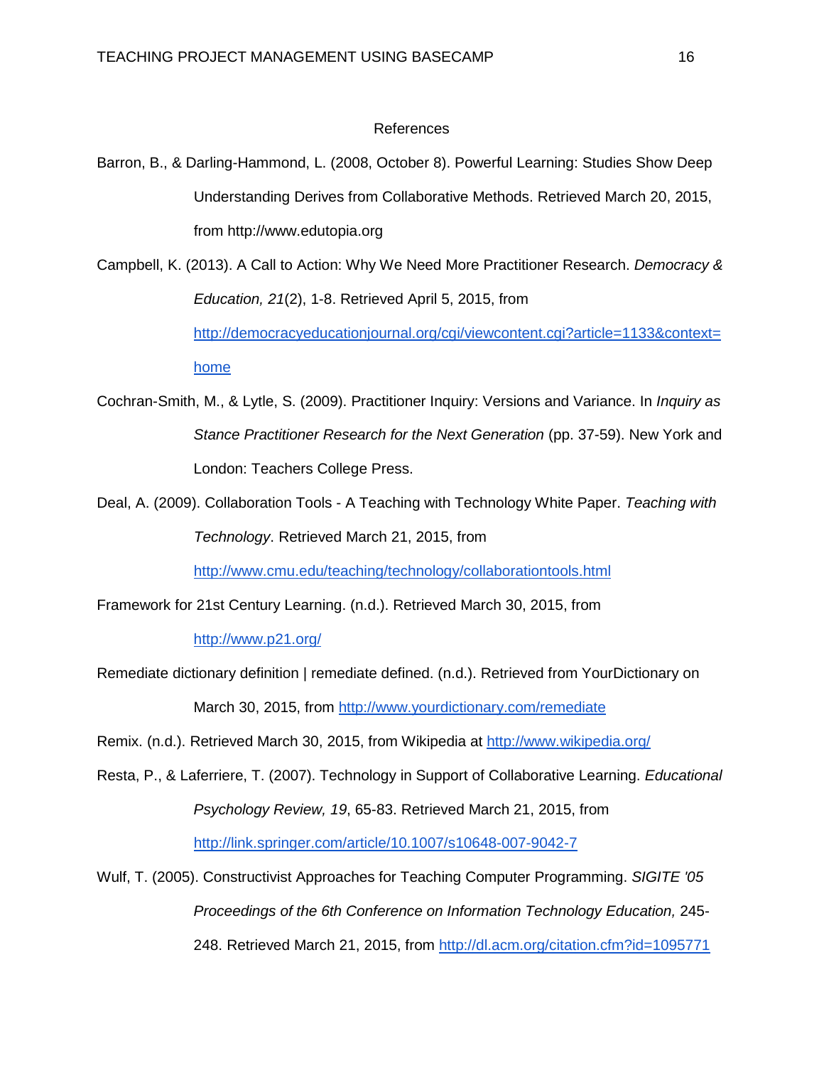# References

Barron, B., & Darling-Hammond, L. (2008, October 8). Powerful Learning: Studies Show Deep Understanding Derives from Collaborative Methods. Retrieved March 20, 2015, from http://www.edutopia.org

Campbell, K. (2013). A Call to Action: Why We Need More Practitioner Research. *Democracy & Education, 21*(2), 1-8. Retrieved April 5, 2015, from http://democracyeducationjournal.org/cgi/viewcontent.cgi?article=1133&context=home

Cochran-Smith, M., & Lytle, S. (2009). Practitioner Inquiry: Versions and Variance. In *Inquiry as Stance Practitioner Research for the Next Generation* (pp. 37-59). New York and London: Teachers College Press.

Deal, A. (2009). Collaboration Tools - A Teaching with Technology White Paper. *Teaching with Technology*. Retrieved March 21, 2015, from http://www.cmu.edu/teaching/technology/collaborationtools.html

Framework for 21st Century Learning. (n.d.). Retrieved March 30, 2015, from http://www.p21.org/

Remediate dictionary definition | remediate defined. (n.d.). Retrieved from YourDictionary on March 30, 2015, from http://www.yourdictionary.com/remediate

Remix. (n.d.). Retrieved March 30, 2015, from Wikipedia at http://www.wikipedia.org/

Resta, P., & Laferriere, T. (2007). Technology in Support of Collaborative Learning. *Educational Psychology Review, 19*, 65-83. Retrieved March 21, 2015, from http://link.springer.com/article/10.1007/s10648-007-9042-7

Wulf, T. (2005). Constructivist Approaches for Teaching Computer Programming. *SIGITE '05 Proceedings of the 6th Conference on Information Technology Education,* 245-248. Retrieved March 21, 2015, from http://dl.acm.org/citation.cfm?id=1095771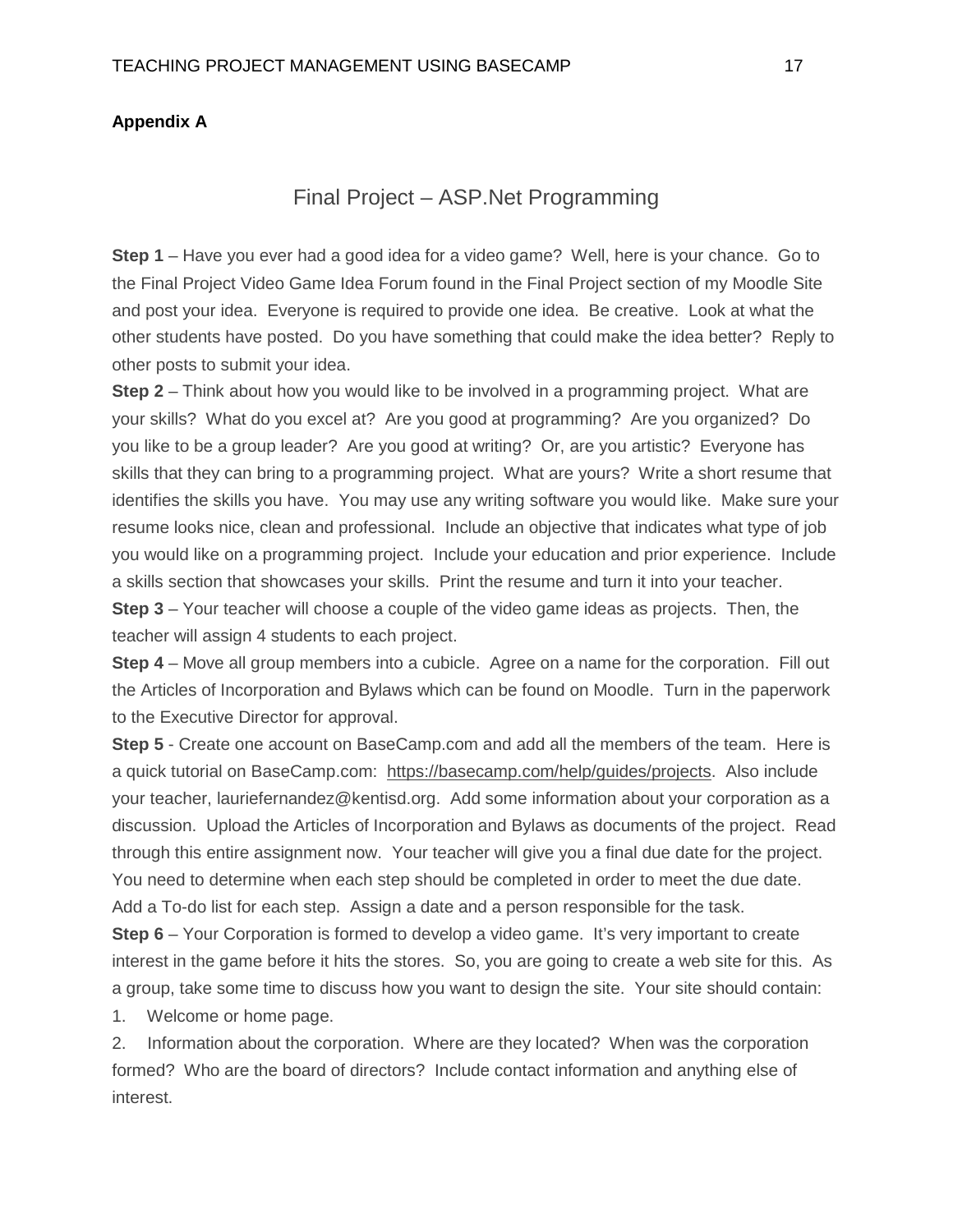**Appendix A**

# Final Project – ASP.Net Programming

**Step 1** – Have you ever had a good idea for a video game? Well, here is your chance. Go to the Final Project Video Game Idea Forum found in the Final Project section of my Moodle Site and post your idea. Everyone is required to provide one idea. Be creative. Look at what the other students have posted. Do you have something that could make the idea better? Reply to other posts to submit your idea.

**Step 2** – Think about how you would like to be involved in a programming project. What are your skills? What do you excel at? Are you good at programming? Are you organized? Do you like to be a group leader? Are you good at writing? Or, are you artistic? Everyone has skills that they can bring to a programming project. What are yours? Write a short resume that identifies the skills you have. You may use any writing software you would like. Make sure your resume looks nice, clean and professional. Include an objective that indicates what type of job you would like on a programming project. Include your education and prior experience. Include a skills section that showcases your skills. Print the resume and turn it into your teacher.

**Step 3** – Your teacher will choose a couple of the video game ideas as projects. Then, the teacher will assign 4 students to each project.

**Step 4** – Move all group members into a cubicle. Agree on a name for the corporation. Fill out the Articles of Incorporation and Bylaws which can be found on Moodle. Turn in the paperwork to the Executive Director for approval.

**Step 5** - Create one account on BaseCamp.com and add all the members of the team. Here is a quick tutorial on BaseCamp.com: https://basecamp.com/help/guides/projects. Also include your teacher, lauriefernandez@kentisd.org. Add some information about your corporation as a discussion. Upload the Articles of Incorporation and Bylaws as documents of the project. Read through this entire assignment now. Your teacher will give you a final due date for the project. You need to determine when each step should be completed in order to meet the due date. Add a To-do list for each step. Assign a date and a person responsible for the task.

**Step 6** – Your Corporation is formed to develop a video game. It's very important to create interest in the game before it hits the stores. So, you are going to create a web site for this. As a group, take some time to discuss how you want to design the site. Your site should contain:

1. Welcome or home page.
2. Information about the corporation. Where are they located? When was the corporation formed? Who are the board of directors? Include contact information and anything else of interest.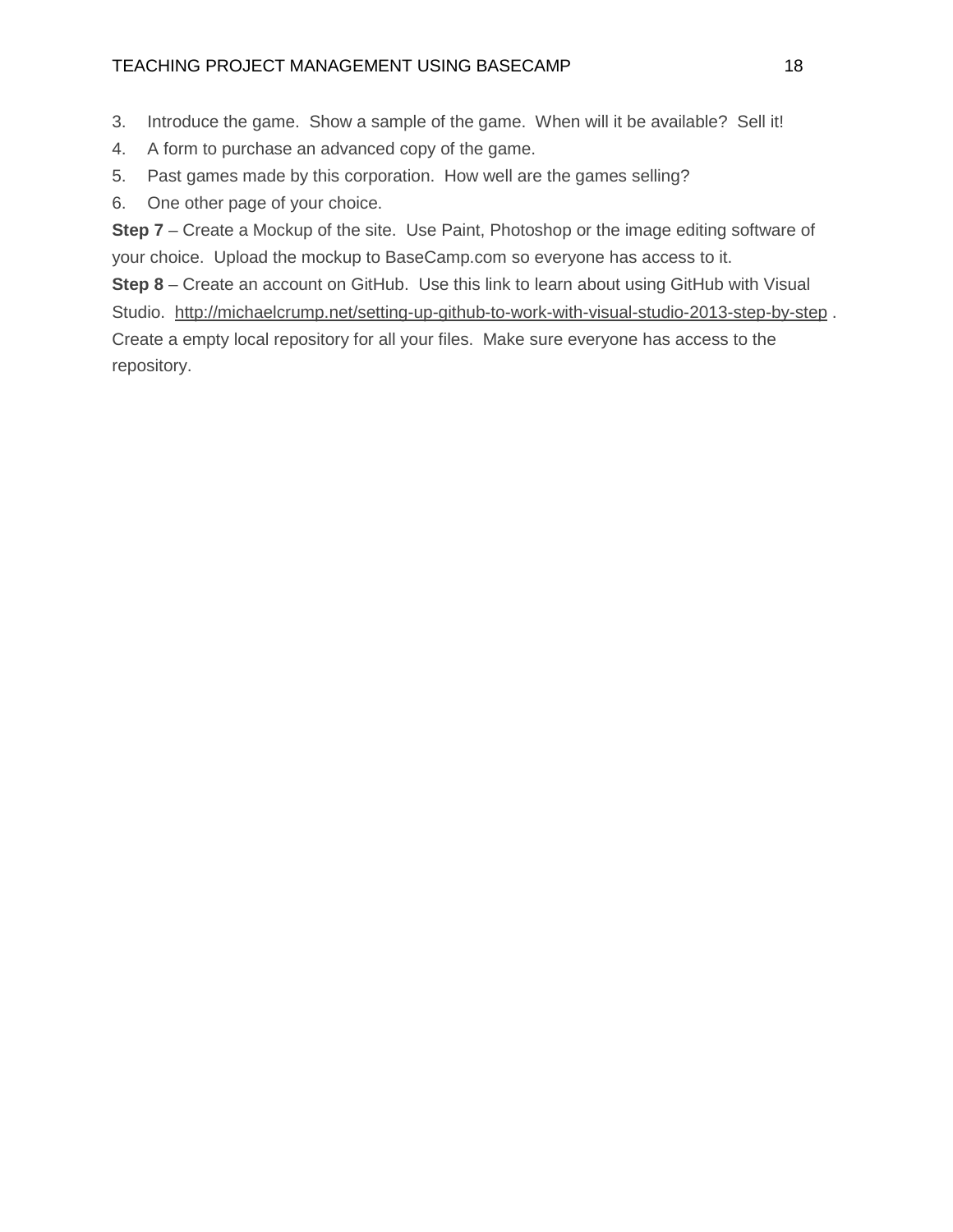3. Introduce the game. Show a sample of the game. When will it be available? Sell it!
4. A form to purchase an advanced copy of the game.
5. Past games made by this corporation. How well are the games selling?
6. One other page of your choice.

**Step 7** – Create a Mockup of the site. Use Paint, Photoshop or the image editing software of your choice. Upload the mockup to BaseCamp.com so everyone has access to it.

**Step 8** – Create an account on GitHub. Use this link to learn about using GitHub with Visual Studio. http://michaelcrump.net/setting-up-github-to-work-with-visual-studio-2013-step-by-step . Create a empty local repository for all your files. Make sure everyone has access to the repository.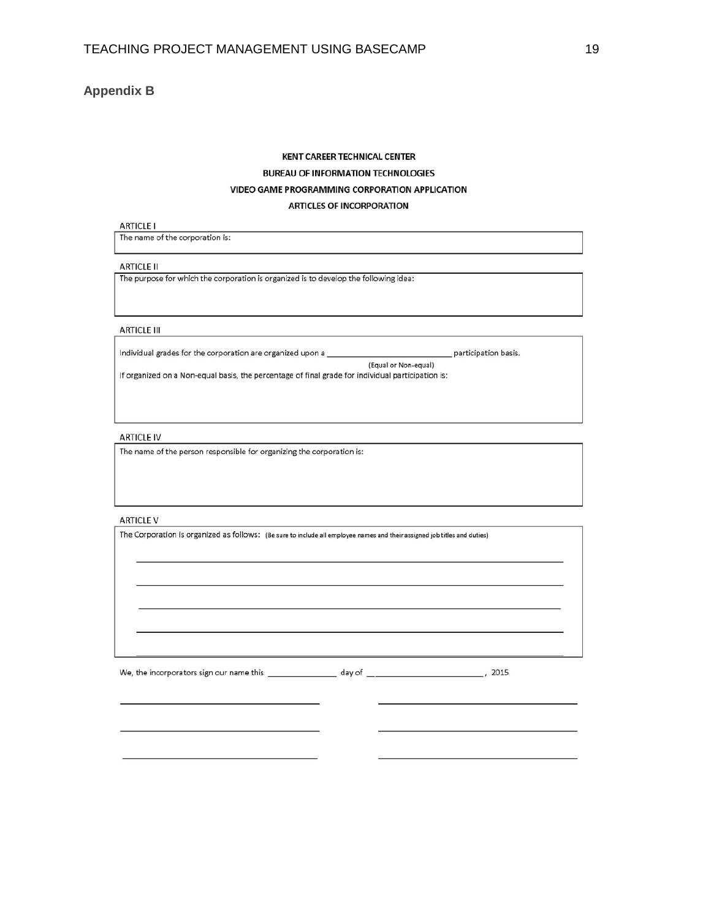## Appendix B

**KENT CAREER TECHNICAL CENTER**

**BUREAU OF INFORMATION TECHNOLOGIES**

**VIDEO GAME PROGRAMMING CORPORATION APPLICATION**

**ARTICLES OF INCORPORATION**

ARTICLE I

The name of the corporation is:

ARTICLE II

The purpose for which the corporation is organized is to develop the following idea:

ARTICLE III

Individual grades for the corporation are organized upon a ____________________________ participation basis.
(Equal or Non-equal)

If organized on a Non-equal basis, the percentage of final grade for individual participation is:

ARTICLE IV

The name of the person responsible for organizing the corporation is:

ARTICLE V

The Corporation is organized as follows: (Be sure to include all employee names and their assigned job titles and duties)

_______________________________________________________________

_______________________________________________________________

_______________________________________________________________

_______________________________________________________________

_______________________________________________________________

We, the incorporators sign our name this _______________ day of __________________________, 2015

_______________________________ _______________________________

_______________________________ _______________________________

_______________________________ _______________________________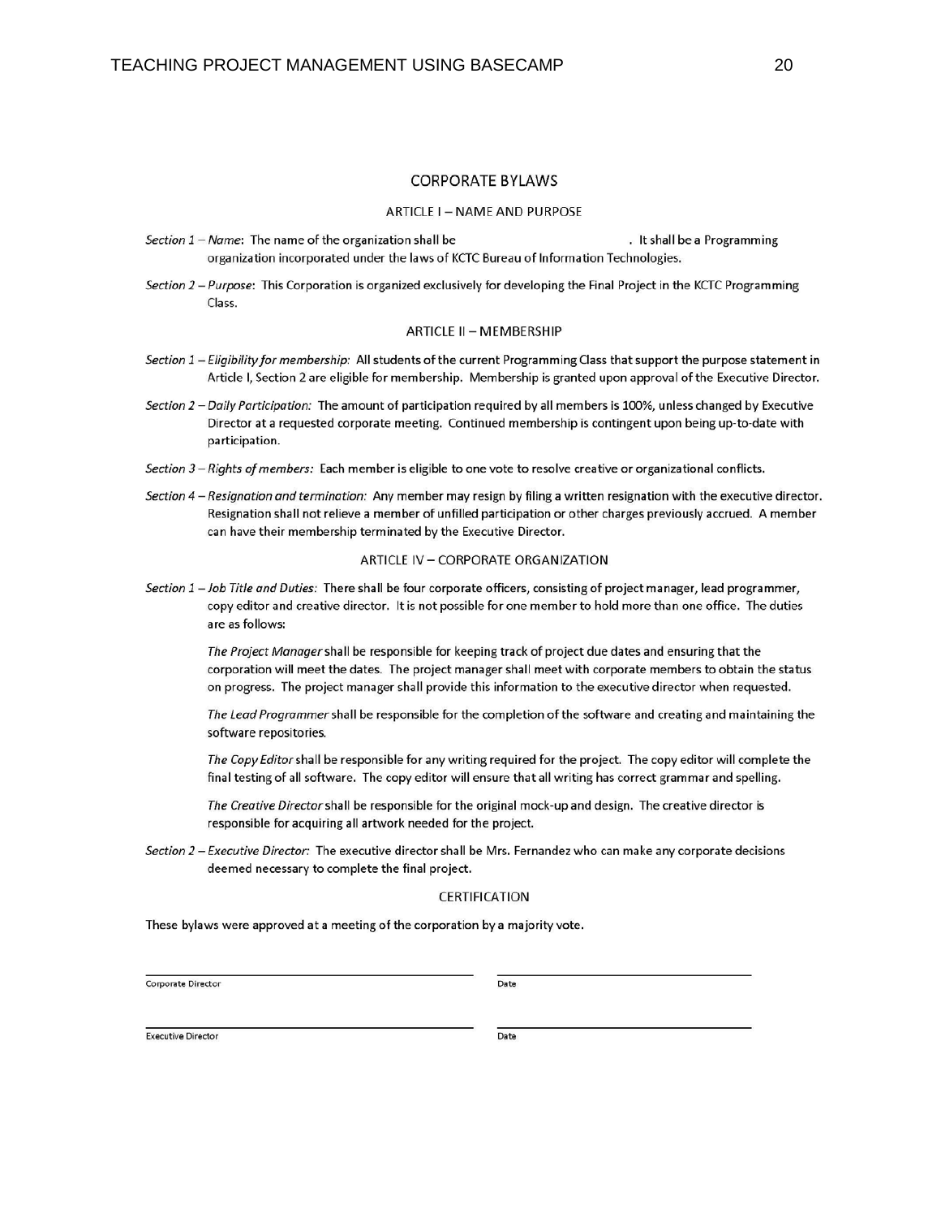## CORPORATE BYLAWS

### ARTICLE I – NAME AND PURPOSE

*Section 1 – Name*: The name of the organization shall be . It shall be a Programming organization incorporated under the laws of KCTC Bureau of Information Technologies.

*Section 2 – Purpose*: This Corporation is organized exclusively for developing the Final Project in the KCTC Programming Class.

### ARTICLE II – MEMBERSHIP

*Section 1 – Eligibility for membership:* All students of the current Programming Class that support the purpose statement in Article I, Section 2 are eligible for membership. Membership is granted upon approval of the Executive Director.

*Section 2 – Daily Participation:* The amount of participation required by all members is 100%, unless changed by Executive Director at a requested corporate meeting. Continued membership is contingent upon being up-to-date with participation.

*Section 3 – Rights of members:* Each member is eligible to one vote to resolve creative or organizational conflicts.

*Section 4 – Resignation and termination:* Any member may resign by filing a written resignation with the executive director. Resignation shall not relieve a member of unfilled participation or other charges previously accrued. A member can have their membership terminated by the Executive Director.

### ARTICLE IV – CORPORATE ORGANIZATION

*Section 1 – Job Title and Duties:* There shall be four corporate officers, consisting of project manager, lead programmer, copy editor and creative director. It is not possible for one member to hold more than one office. The duties are as follows:

*The Project Manager* shall be responsible for keeping track of project due dates and ensuring that the corporation will meet the dates. The project manager shall meet with corporate members to obtain the status on progress. The project manager shall provide this information to the executive director when requested.

*The Lead Programmer* shall be responsible for the completion of the software and creating and maintaining the software repositories.

*The Copy Editor* shall be responsible for any writing required for the project. The copy editor will complete the final testing of all software. The copy editor will ensure that all writing has correct grammar and spelling.

*The Creative Director* shall be responsible for the original mock-up and design. The creative director is responsible for acquiring all artwork needed for the project.

*Section 2 – Executive Director:* The executive director shall be Mrs. Fernandez who can make any corporate decisions deemed necessary to complete the final project.

### CERTIFICATION

These bylaws were approved at a meeting of the corporation by a majority vote.

_______________________________ _______________________________
Corporate Director Date

_______________________________ _______________________________
Executive Director Date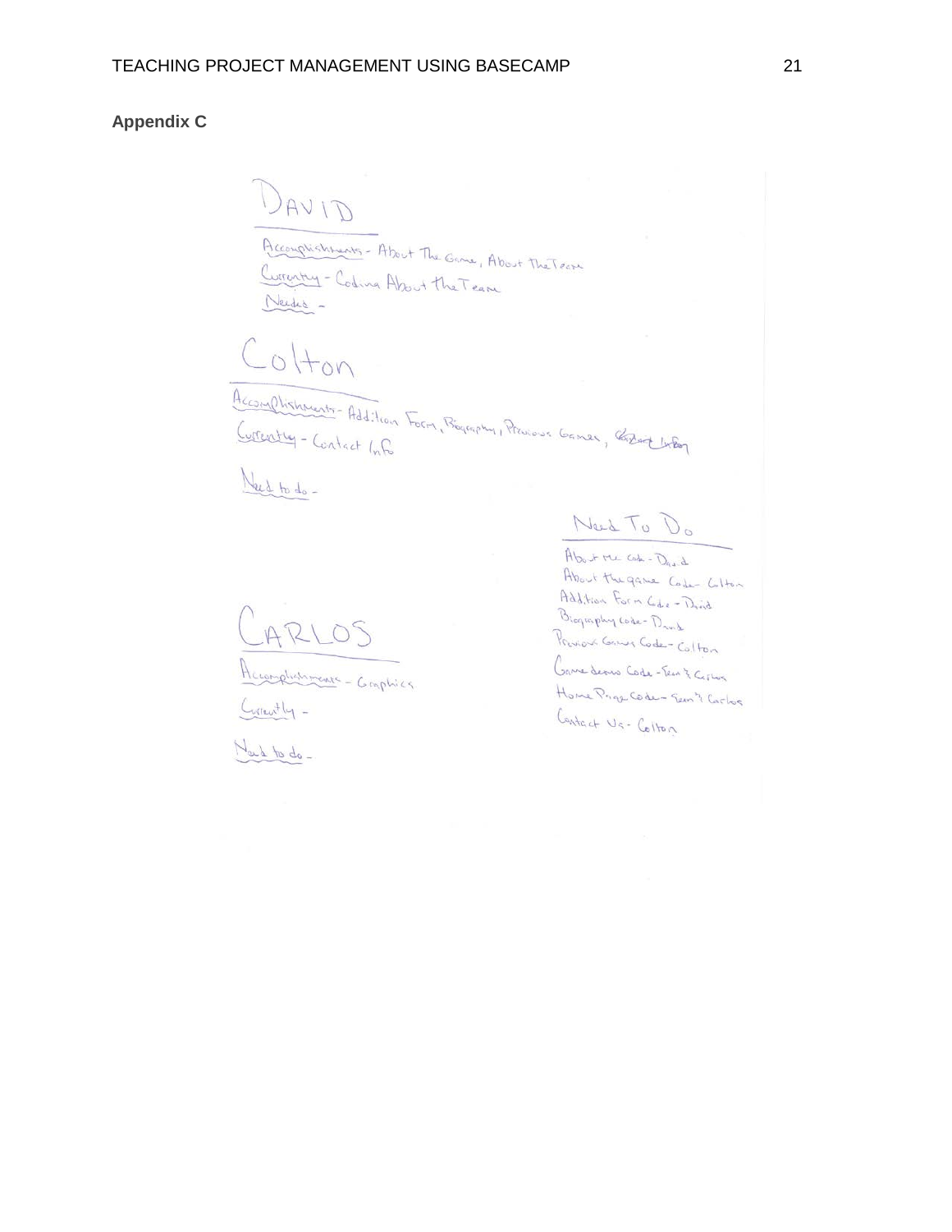## Appendix C

DAVID

Accomplishments - About The Game, About The Team

Currently - Coding About the Team

Needs -

Colton

Accomplishments - Addition Form, Biography, Previous Games, Contact Info

Currently - Contact Info

Need to do -

CARLOS

Accomplishments - Graphics

Currently -

Need to do -

Need To Do

About Me Code - David

About the game Code - Colton

Addition Form Code - David

Biography Code - David

Previous Games Code - Colton

Game demo Code - Team & Carlos

Home Page Code - Team & Carlos

Contact Us - Colton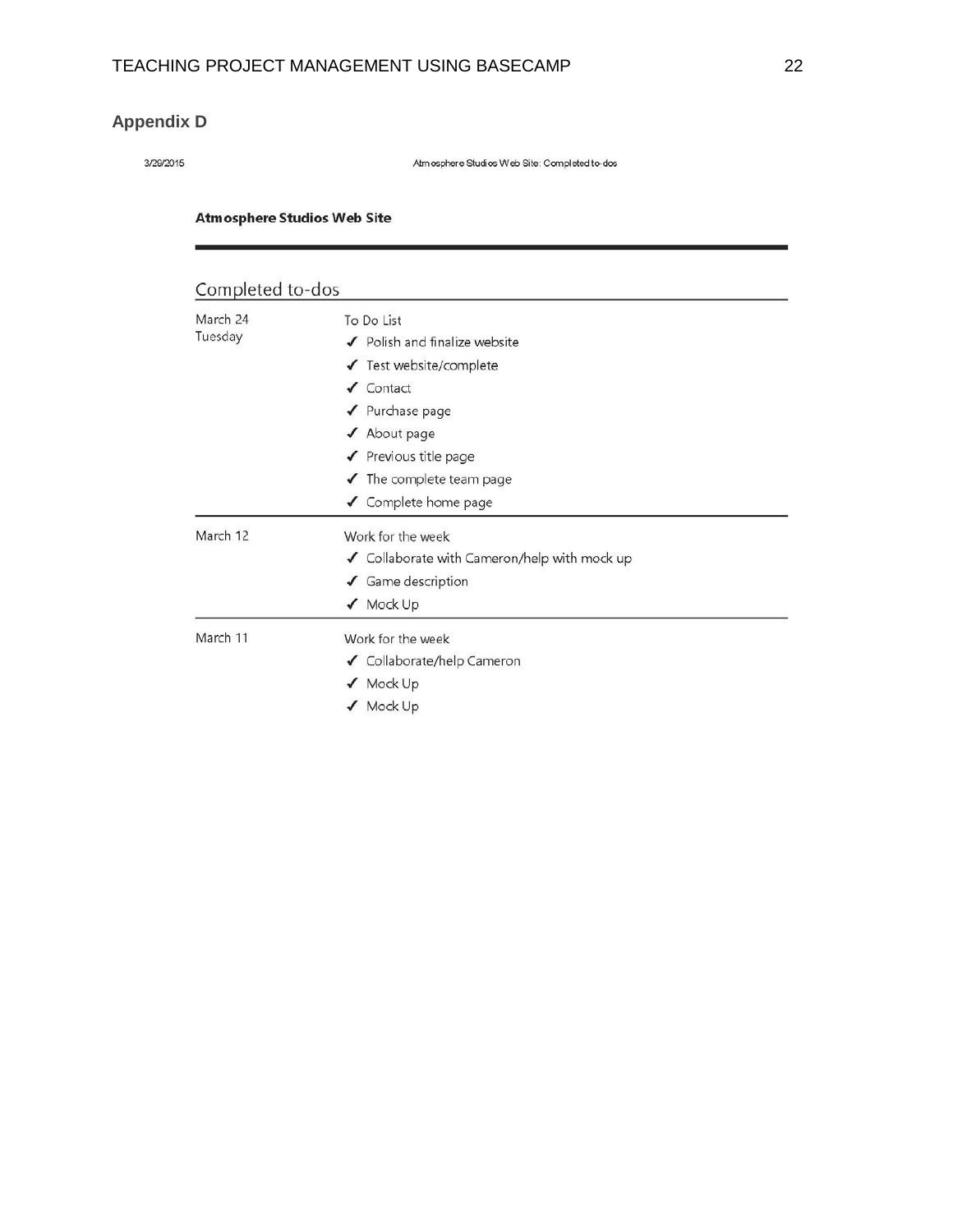## Appendix D

3/29/2015 Atmosphere Studios Web Site: Completed to-dos

**Atmosphere Studios Web Site**

### Completed to-dos

March 24
Tuesday

To Do List

- ✓ Polish and finalize website
- ✓ Test website/complete
- ✓ Contact
- ✓ Purchase page
- ✓ About page
- ✓ Previous title page
- ✓ The complete team page
- ✓ Complete home page

March 12

Work for the week

- ✓ Collaborate with Cameron/help with mock up
- ✓ Game description
- ✓ Mock Up

March 11

Work for the week

- ✓ Collaborate/help Cameron
- ✓ Mock Up
- ✓ Mock Up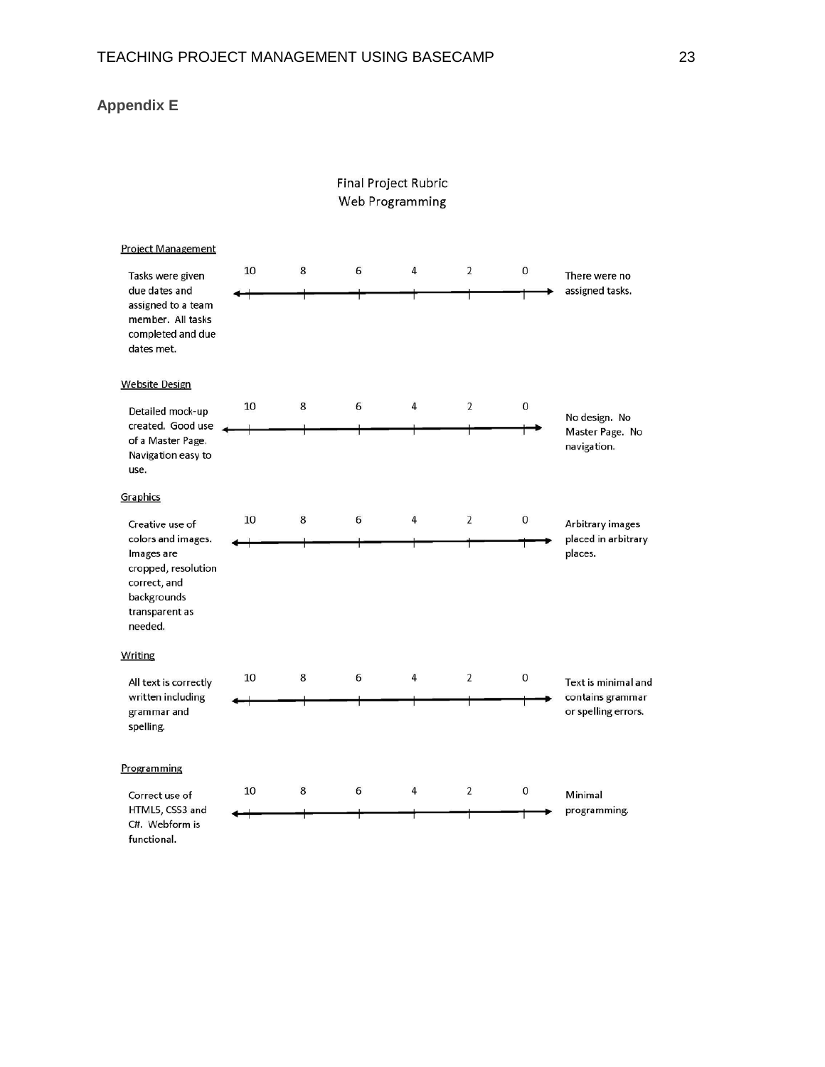## Appendix E

Final Project Rubric
Web Programming

| Criterion | 10 | 8 | 6 | 4 | 2 | 0 | |
|---|---|---|---|---|---|---|---|
| **Project Management**<br>Tasks were given due dates and assigned to a team member. All tasks completed and due dates met. | | | | | | | There were no assigned tasks. |
| **Website Design**<br>Detailed mock-up created. Good use of a Master Page. Navigation easy to use. | | | | | | | No design. No Master Page. No navigation. |
| **Graphics**<br>Creative use of colors and images. Images are cropped, resolution correct, and backgrounds transparent as needed. | | | | | | | Arbitrary images placed in arbitrary places. |
| **Writing**<br>All text is correctly written including grammar and spelling. | | | | | | | Text is minimal and contains grammar or spelling errors. |
| **Programming**<br>Correct use of HTML5, CSS3 and C#. Webform is functional. | | | | | | | Minimal programming. |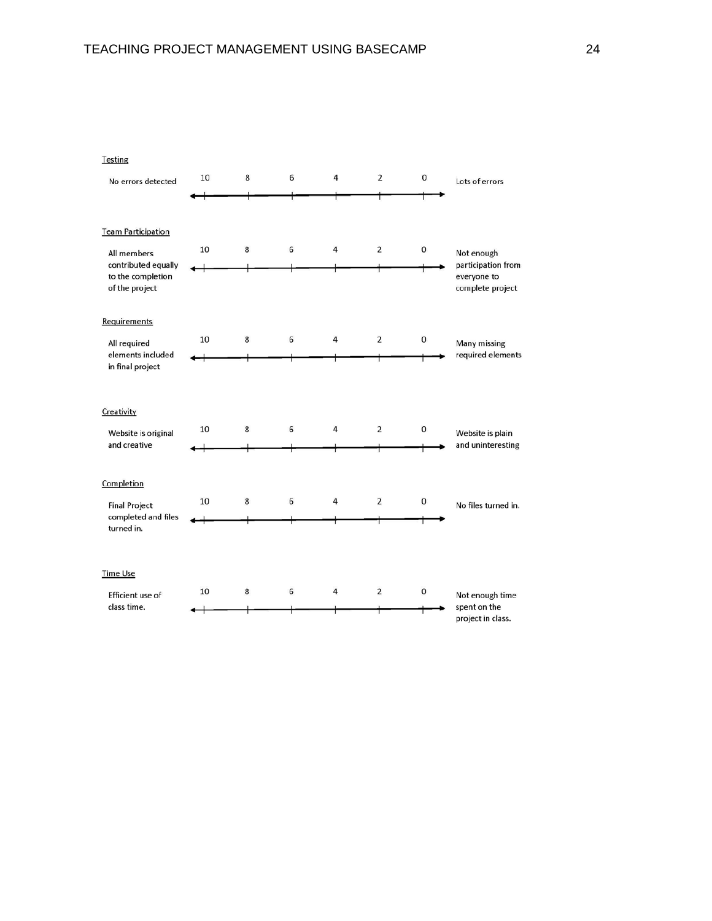Testing

No errors detected

10 8 6 4 2 0

Lots of errors

Team Participation

All members contributed equally to the completion of the project

10 8 6 4 2 0

Not enough participation from everyone to complete project

Requirements

All required elements included in final project

10 8 6 4 2 0

Many missing required elements

Creativity

Website is original and creative

10 8 6 4 2 0

Website is plain and uninteresting

Completion

Final Project completed and files turned in.

10 8 6 4 2 0

No files turned in.

Time Use

Efficient use of class time.

10 8 6 4 2 0

Not enough time spent on the project in class.